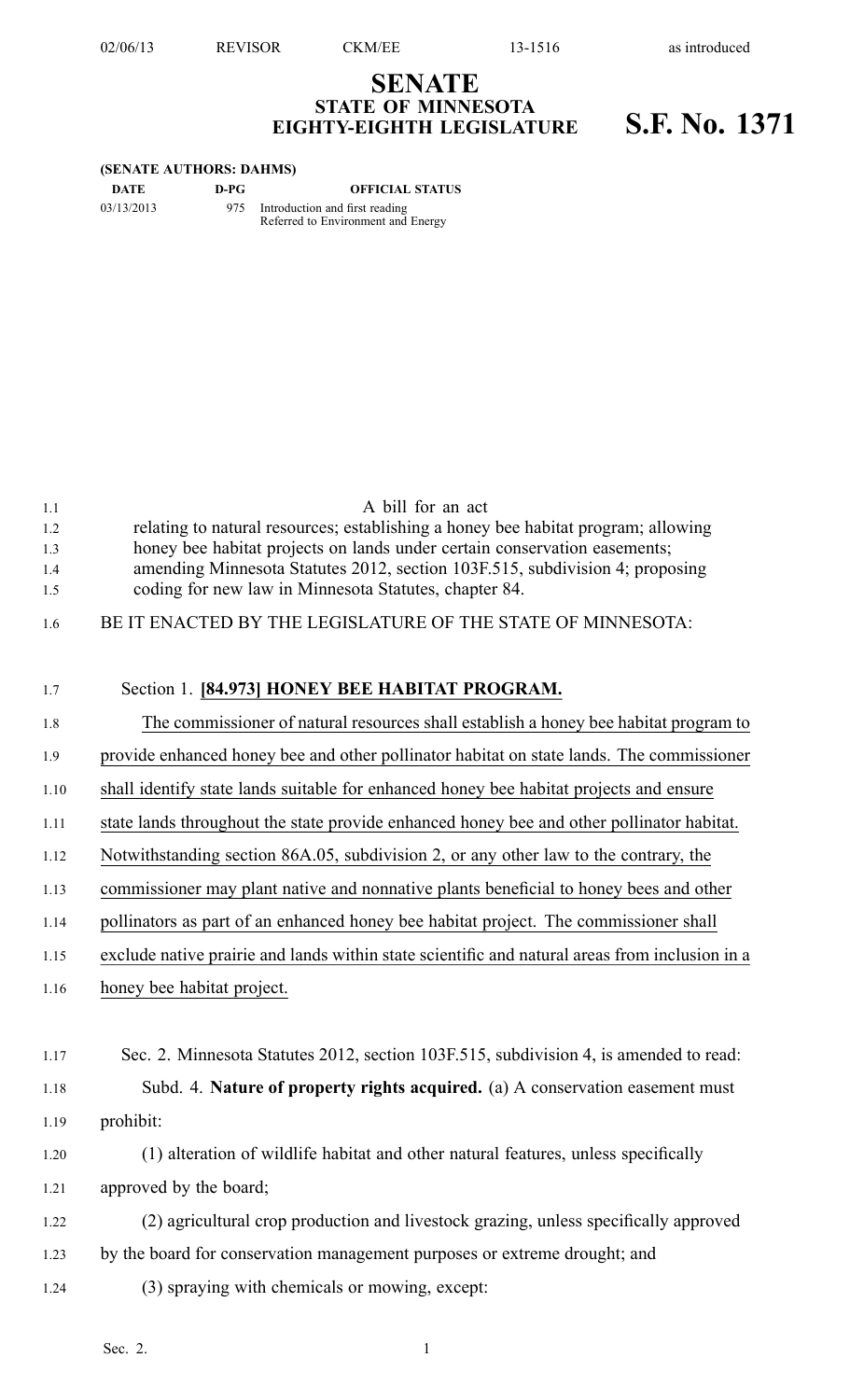# SENATE
## STATE OF MINNESOTA
## EIGHTY-EIGHTH LEGISLATURE

**S.F. No. 1371**

**(SENATE AUTHORS: DAHMS)**

| DATE | D-PG | OFFICIAL STATUS |
|---|---|---|
| 03/13/2013 | 975 | Introduction and first reading<br>Referred to Environment and Energy |

A bill for an act

relating to natural resources; establishing a honey bee habitat program; allowing honey bee habitat projects on lands under certain conservation easements; amending Minnesota Statutes 2012, section 103F.515, subdivision 4; proposing coding for new law in Minnesota Statutes, chapter 84.

BE IT ENACTED BY THE LEGISLATURE OF THE STATE OF MINNESOTA:

Section 1. **[84.973] HONEY BEE HABITAT PROGRAM.**

The commissioner of natural resources shall establish a honey bee habitat program to provide enhanced honey bee and other pollinator habitat on state lands. The commissioner shall identify state lands suitable for enhanced honey bee habitat projects and ensure state lands throughout the state provide enhanced honey bee and other pollinator habitat. Notwithstanding section 86A.05, subdivision 2, or any other law to the contrary, the commissioner may plant native and nonnative plants beneficial to honey bees and other pollinators as part of an enhanced honey bee habitat project. The commissioner shall exclude native prairie and lands within state scientific and natural areas from inclusion in a honey bee habitat project.

Sec. 2. Minnesota Statutes 2012, section 103F.515, subdivision 4, is amended to read:

Subd. 4. **Nature of property rights acquired.** (a) A conservation easement must prohibit:

(1) alteration of wildlife habitat and other natural features, unless specifically approved by the board;

(2) agricultural crop production and livestock grazing, unless specifically approved by the board for conservation management purposes or extreme drought; and

(3) spraying with chemicals or mowing, except: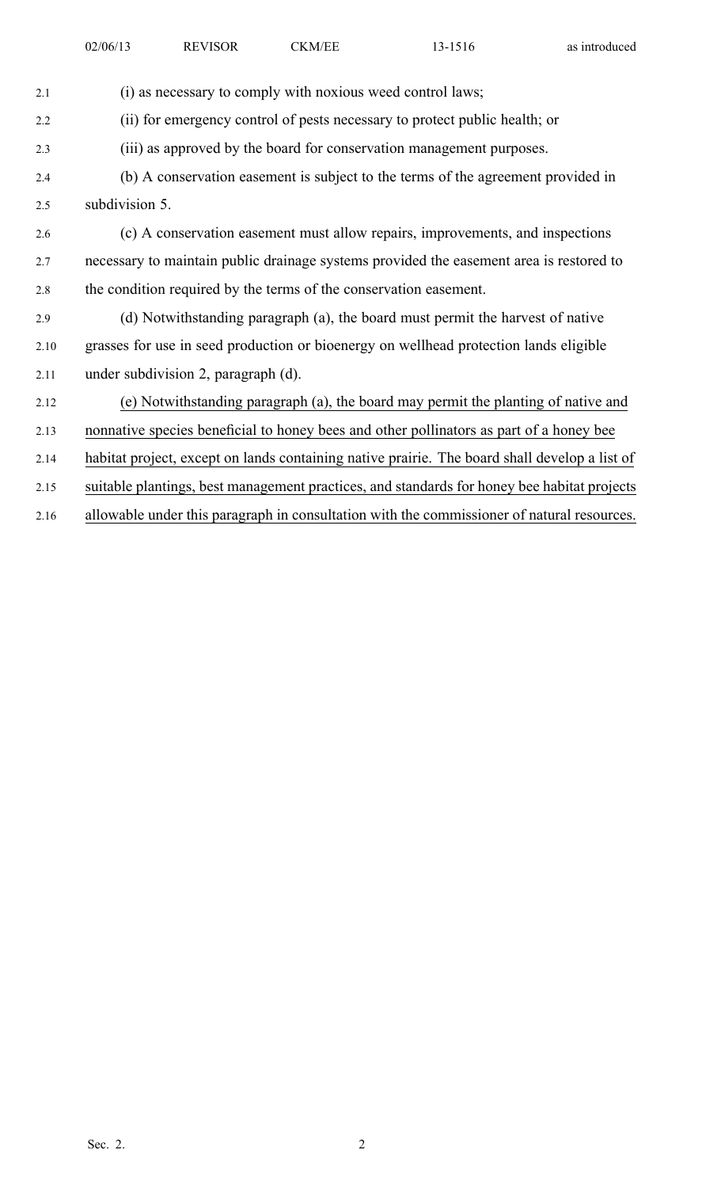(i) as necessary to comply with noxious weed control laws;

(ii) for emergency control of pests necessary to protect public health; or

(iii) as approved by the board for conservation management purposes.

(b) A conservation easement is subject to the terms of the agreement provided in subdivision 5.

(c) A conservation easement must allow repairs, improvements, and inspections necessary to maintain public drainage systems provided the easement area is restored to the condition required by the terms of the conservation easement.

(d) Notwithstanding paragraph (a), the board must permit the harvest of native grasses for use in seed production or bioenergy on wellhead protection lands eligible under subdivision 2, paragraph (d).

<u>(e) Notwithstanding paragraph (a), the board may permit the planting of native and nonnative species beneficial to honey bees and other pollinators as part of a honey bee habitat project, except on lands containing native prairie. The board shall develop a list of suitable plantings, best management practices, and standards for honey bee habitat projects allowable under this paragraph in consultation with the commissioner of natural resources.</u>